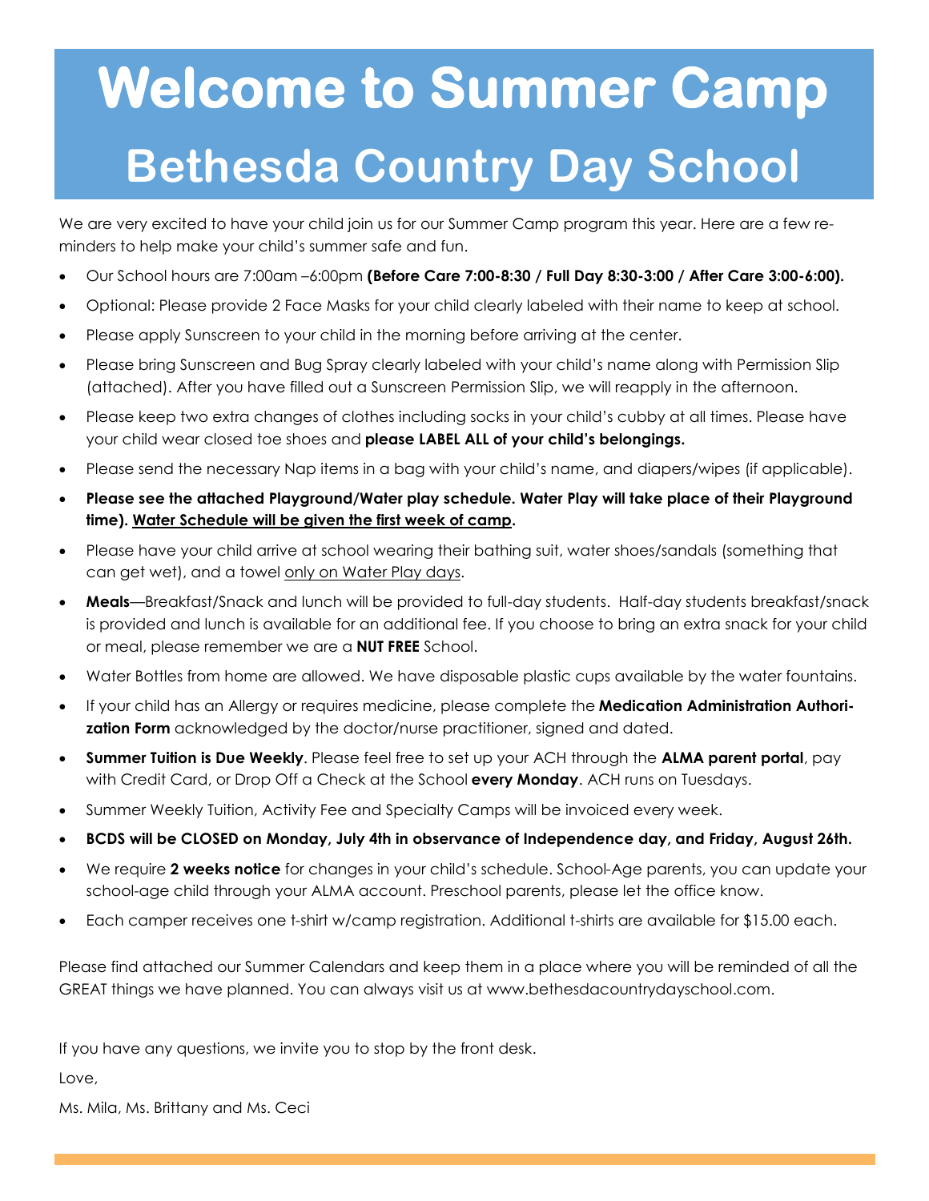# Welcome to Summer Camp

## Bethesda Country Day School

We are very excited to have your child join us for our Summer Camp program this year. Here are a few reminders to help make your child's summer safe and fun.

- Our School hours are 7:00am –6:00pm **(Before Care 7:00-8:30 / Full Day 8:30-3:00 / After Care 3:00-6:00).**
- Optional: Please provide 2 Face Masks for your child clearly labeled with their name to keep at school.
- Please apply Sunscreen to your child in the morning before arriving at the center.
- Please bring Sunscreen and Bug Spray clearly labeled with your child's name along with Permission Slip (attached). After you have filled out a Sunscreen Permission Slip, we will reapply in the afternoon.
- Please keep two extra changes of clothes including socks in your child's cubby at all times. Please have your child wear closed toe shoes and **please LABEL ALL of your child's belongings.**
- Please send the necessary Nap items in a bag with your child's name, and diapers/wipes (if applicable).
- **Please see the attached Playground/Water play schedule. Water Play will take place of their Playground time). <u>Water Schedule will be given the first week of camp</u>.**
- Please have your child arrive at school wearing their bathing suit, water shoes/sandals (something that can get wet), and a towel <u>only on Water Play days</u>.
- **Meals**—Breakfast/Snack and lunch will be provided to full-day students. Half-day students breakfast/snack is provided and lunch is available for an additional fee. If you choose to bring an extra snack for your child or meal, please remember we are a **NUT FREE** School.
- Water Bottles from home are allowed. We have disposable plastic cups available by the water fountains.
- If your child has an Allergy or requires medicine, please complete the **Medication Administration Authorization Form** acknowledged by the doctor/nurse practitioner, signed and dated.
- **Summer Tuition is Due Weekly**. Please feel free to set up your ACH through the **ALMA parent portal**, pay with Credit Card, or Drop Off a Check at the School **every Monday**. ACH runs on Tuesdays.
- Summer Weekly Tuition, Activity Fee and Specialty Camps will be invoiced every week.
- **BCDS will be CLOSED on Monday, July 4th in observance of Independence day, and Friday, August 26th.**
- We require **2 weeks notice** for changes in your child's schedule. School-Age parents, you can update your school-age child through your ALMA account. Preschool parents, please let the office know.
- Each camper receives one t-shirt w/camp registration. Additional t-shirts are available for $15.00 each.

Please find attached our Summer Calendars and keep them in a place where you will be reminded of all the GREAT things we have planned. You can always visit us at www.bethesdacountrydayschool.com.

If you have any questions, we invite you to stop by the front desk.

Love,

Ms. Mila, Ms. Brittany and Ms. Ceci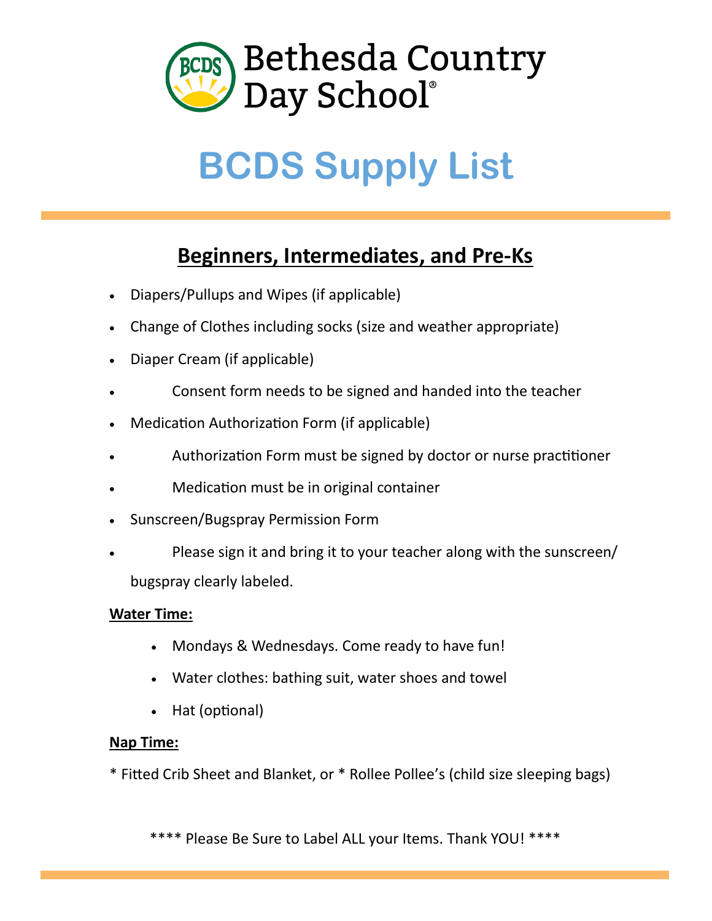Bethesda Country Day School®

# BCDS Supply List

## Beginners, Intermediates, and Pre-Ks

- Diapers/Pullups and Wipes (if applicable)
- Change of Clothes including socks (size and weather appropriate)
- Diaper Cream (if applicable)
- Consent form needs to be signed and handed into the teacher
- Medication Authorization Form (if applicable)
- Authorization Form must be signed by doctor or nurse practitioner
- Medication must be in original container
- Sunscreen/Bugspray Permission Form
- Please sign it and bring it to your teacher along with the sunscreen/ bugspray clearly labeled.

**Water Time:**

- Mondays & Wednesdays. Come ready to have fun!
- Water clothes: bathing suit, water shoes and towel
- Hat (optional)

**Nap Time:**

* Fitted Crib Sheet and Blanket, or * Rollee Pollee's (child size sleeping bags)

**** Please Be Sure to Label ALL your Items. Thank YOU! ****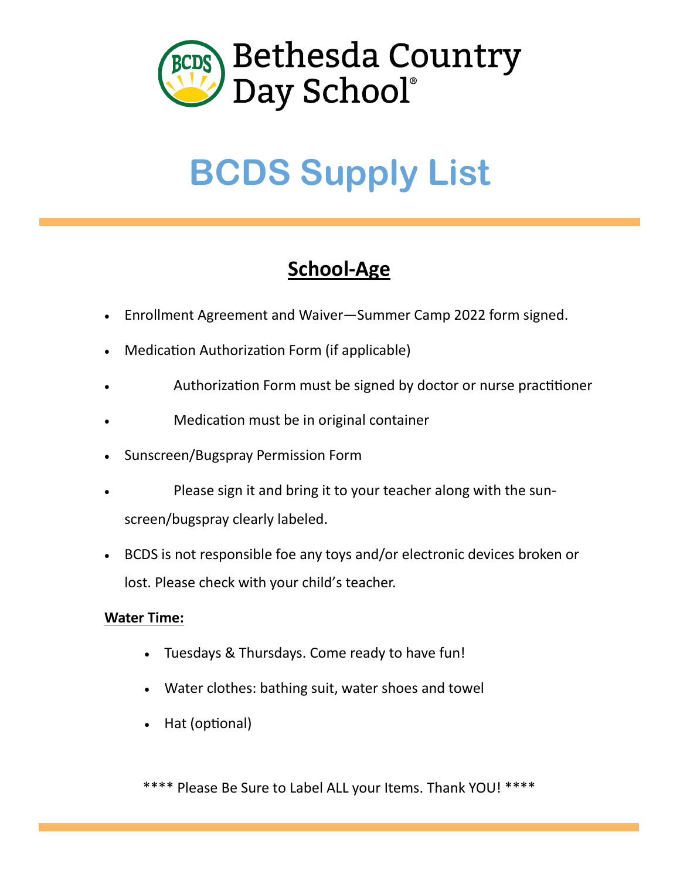Bethesda Country Day School®

# BCDS Supply List

## School-Age

- Enrollment Agreement and Waiver—Summer Camp 2022 form signed.
- Medication Authorization Form (if applicable)
- Authorization Form must be signed by doctor or nurse practitioner
- Medication must be in original container
- Sunscreen/Bugspray Permission Form
- Please sign it and bring it to your teacher along with the sun-screen/bugspray clearly labeled.
- BCDS is not responsible foe any toys and/or electronic devices broken or lost. Please check with your child's teacher.

**Water Time:**

- Tuesdays & Thursdays. Come ready to have fun!
- Water clothes: bathing suit, water shoes and towel
- Hat (optional)

**** Please Be Sure to Label ALL your Items. Thank YOU! ****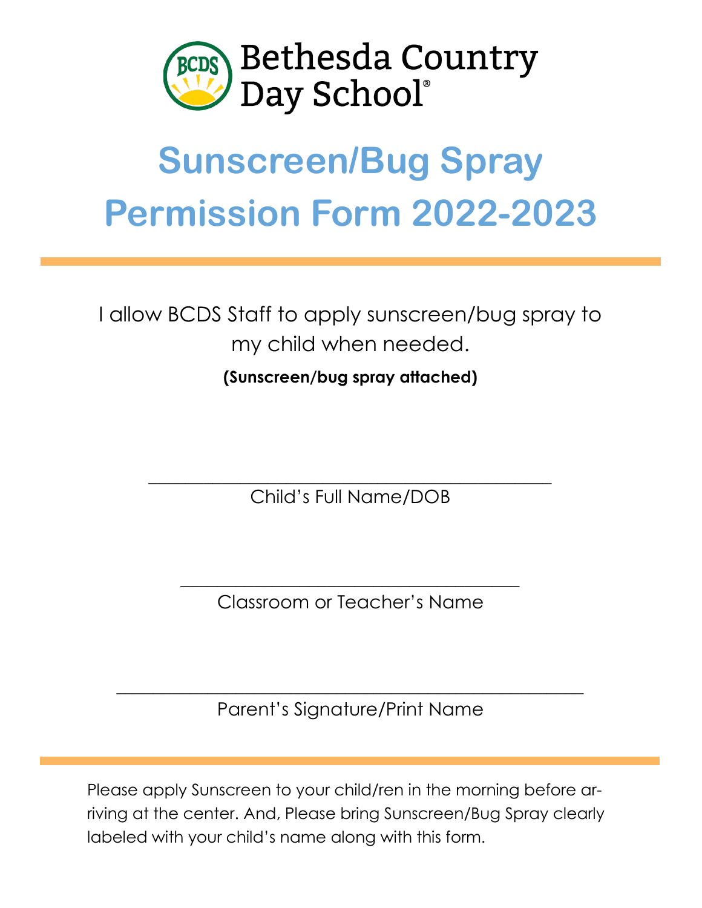Bethesda Country Day School®

# Sunscreen/Bug Spray Permission Form 2022-2023

I allow BCDS Staff to apply sunscreen/bug spray to my child when needed.

**(Sunscreen/bug spray attached)**

_______________________________________________

Child's Full Name/DOB

_______________________________________

Classroom or Teacher's Name

______________________________________________________

Parent's Signature/Print Name

Please apply Sunscreen to your child/ren in the morning before arriving at the center. And, Please bring Sunscreen/Bug Spray clearly labeled with your child's name along with this form.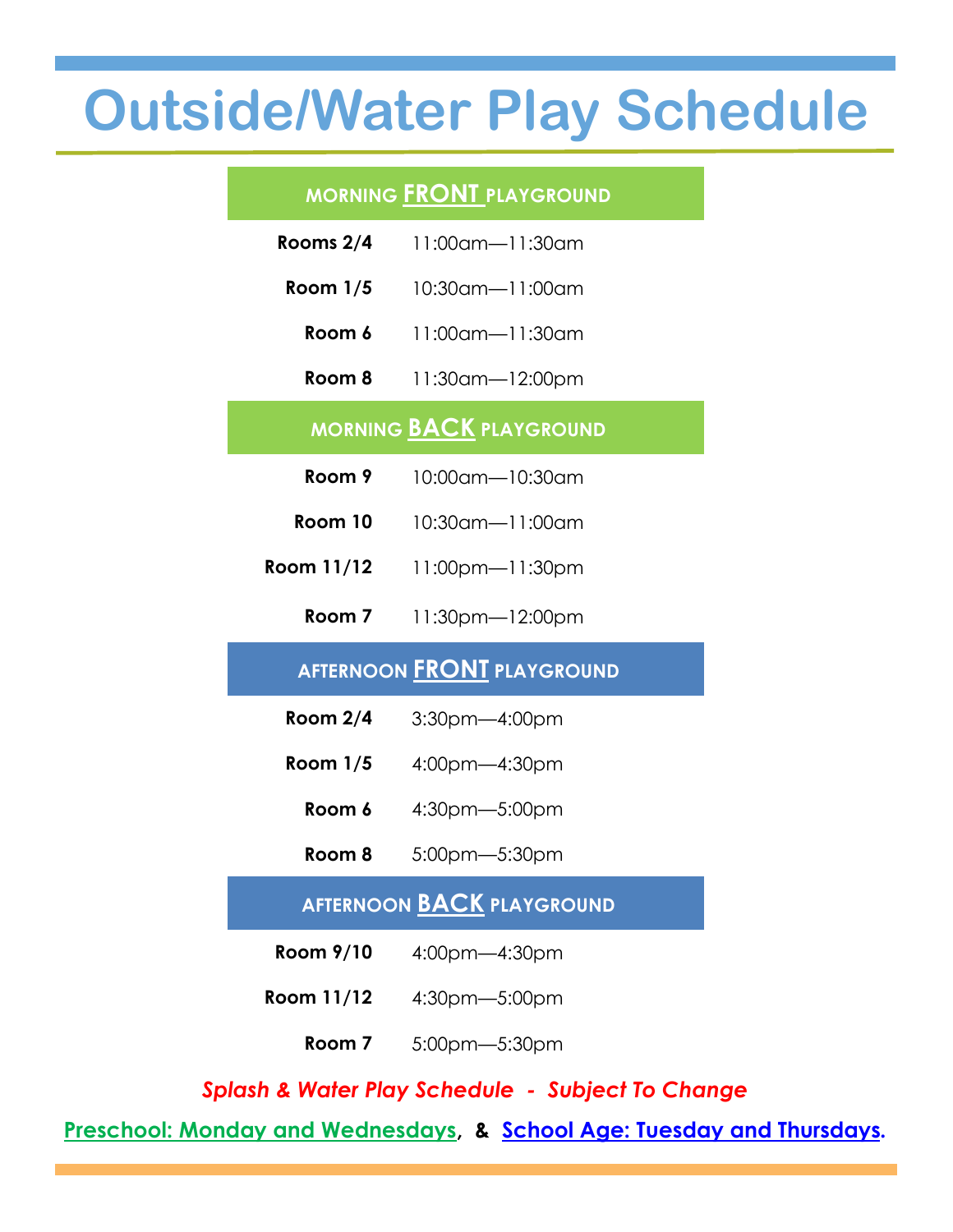# Outside/Water Play Schedule

## MORNING **FRONT** PLAYGROUND

| | |
|---|---|
| **Rooms 2/4** | 11:00am—11:30am |
| **Room 1/5** | 10:30am—11:00am |
| **Room 6** | 11:00am—11:30am |
| **Room 8** | 11:30am—12:00pm |

## MORNING **BACK** PLAYGROUND

| | |
|---|---|
| **Room 9** | 10:00am—10:30am |
| **Room 10** | 10:30am—11:00am |
| **Room 11/12** | 11:00pm—11:30pm |
| **Room 7** | 11:30pm—12:00pm |

## AFTERNOON **FRONT** PLAYGROUND

| | |
|---|---|
| **Room 2/4** | 3:30pm—4:00pm |
| **Room 1/5** | 4:00pm—4:30pm |
| **Room 6** | 4:30pm—5:00pm |
| **Room 8** | 5:00pm—5:30pm |

## AFTERNOON **BACK** PLAYGROUND

| | |
|---|---|
| **Room 9/10** | 4:00pm—4:30pm |
| **Room 11/12** | 4:30pm—5:00pm |
| **Room 7** | 5:00pm—5:30pm |

***Splash & Water Play Schedule - Subject To Change***

**Preschool: Monday and Wednesdays, & School Age: Tuesday and Thursdays.**